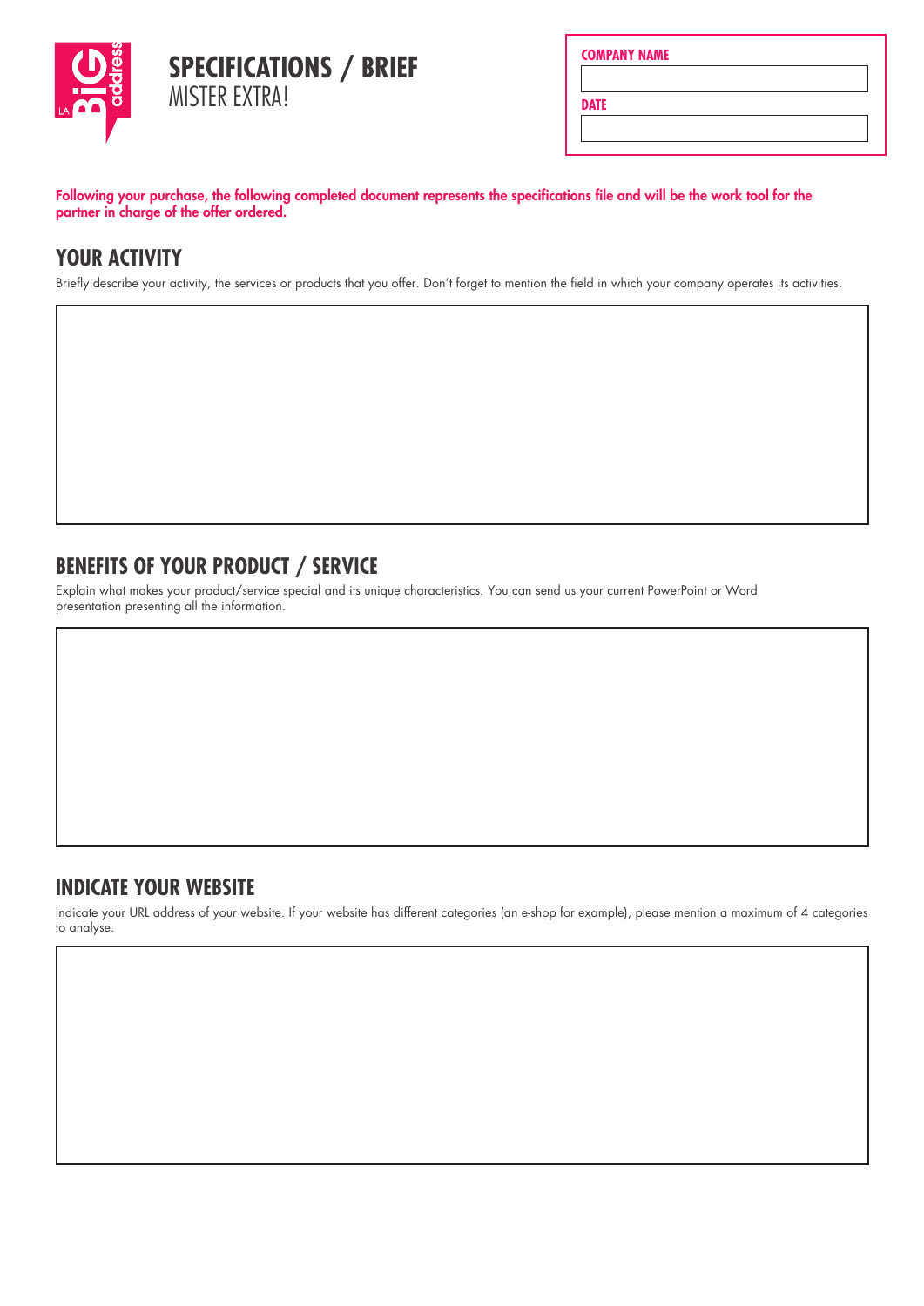# SPECIFICATIONS / BRIEF

MISTER EXTRA!

**COMPANY NAME**

**DATE**

**Following your purchase, the following completed document represents the specifications file and will be the work tool for the partner in charge of the offer ordered.**

## YOUR ACTIVITY

Briefly describe your activity, the services or products that you offer. Don't forget to mention the field in which your company operates its activities.

## BENEFITS OF YOUR PRODUCT / SERVICE

Explain what makes your product/service special and its unique characteristics. You can send us your current PowerPoint or Word presentation presenting all the information.

## INDICATE YOUR WEBSITE

Indicate your URL address of your website. If your website has different categories (an e-shop for example), please mention a maximum of 4 categories to analyse.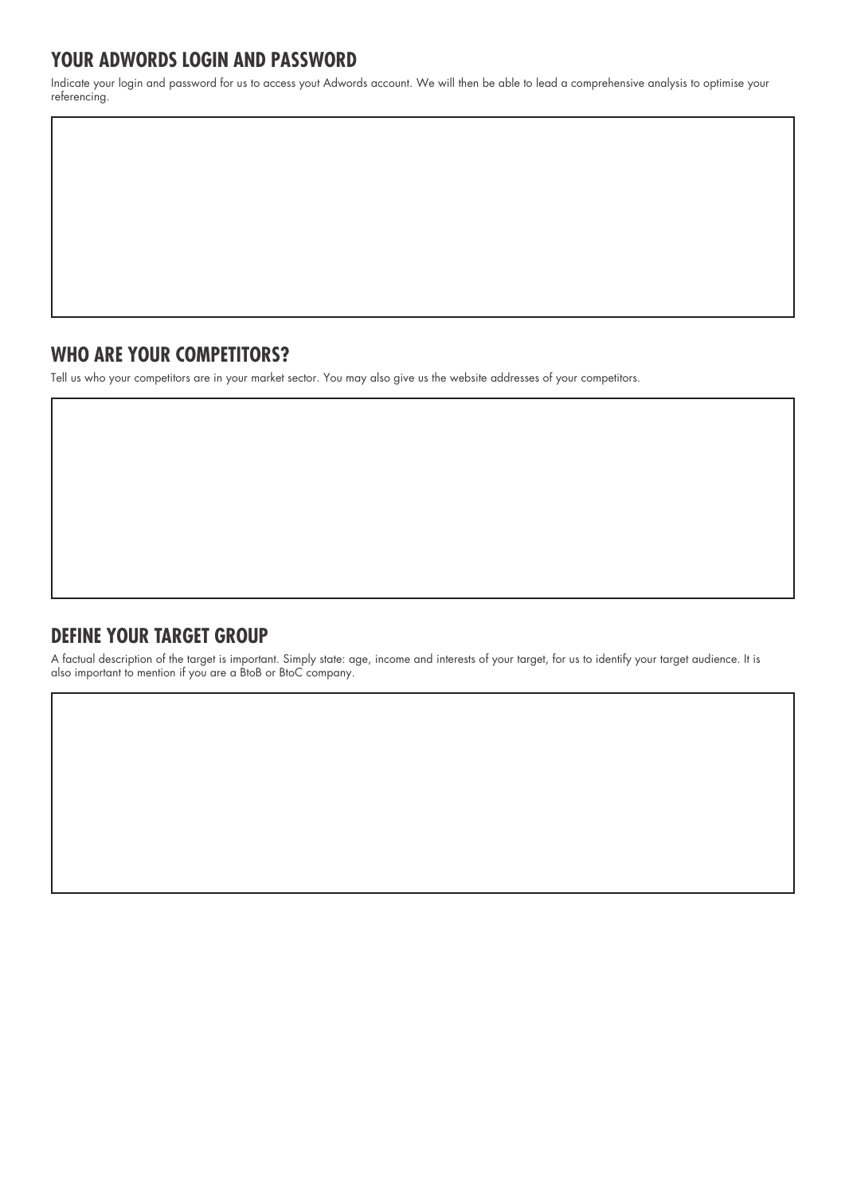## YOUR ADWORDS LOGIN AND PASSWORD

Indicate your login and password for us to access yout Adwords account. We will then be able to lead a comprehensive analysis to optimise your referencing.

## WHO ARE YOUR COMPETITORS?

Tell us who your competitors are in your market sector. You may also give us the website addresses of your competitors.

## DEFINE YOUR TARGET GROUP

A factual description of the target is important. Simply state: age, income and interests of your target, for us to identify your target audience. It is also important to mention if you are a BtoB or BtoC company.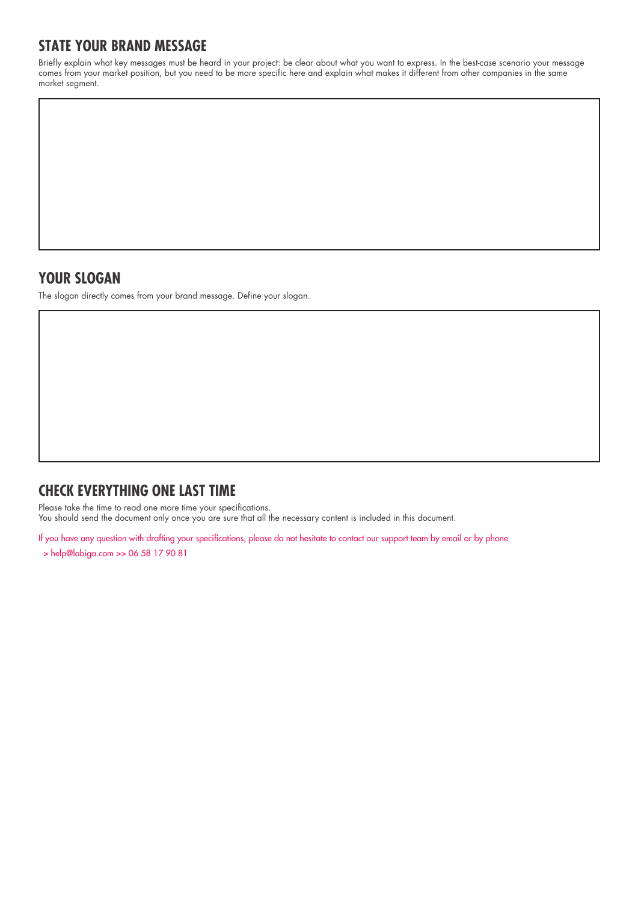## STATE YOUR BRAND MESSAGE

Briefly explain what key messages must be heard in your project: be clear about what you want to express. In the best-case scenario your message comes from your market position, but you need to be more specific here and explain what makes it different from other companies in the same market segment.

## YOUR SLOGAN

The slogan directly comes from your brand message. Define your slogan.

## CHECK EVERYTHING ONE LAST TIME

Please take the time to read one more time your specifications.
You should send the document only once you are sure that all the necessary content is included in this document.

If you have any question with drafting your specifications, please do not hesitate to contact our support team by email or by phone
> help@labiga.com >> 06 58 17 90 81